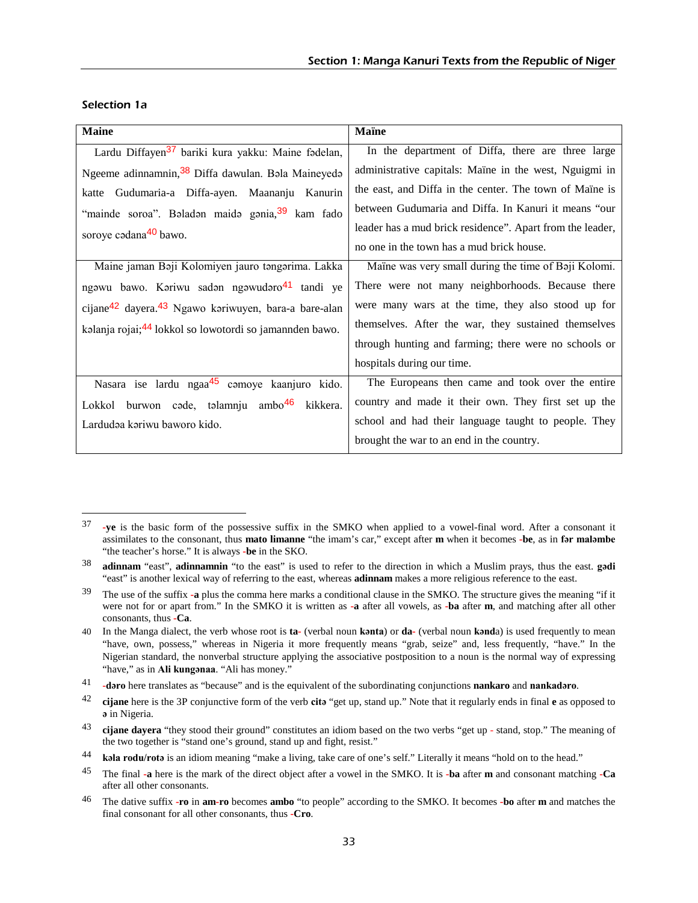### Selection 1a

| Maine | Maïne |
|---|---|
| Lardu Diffayen[37] bariki kura yakku: Maine fədelan, Ngeeme adinnamnin,[38] Diffa dawulan. Bəla Maineyedə katte Gudumaria-a Diffa-ayen. Maananju Kanurin "mainde soroa". Bəladən maidə gənia,[39] kam fado soroye cədana[40] bawo. | In the department of Diffa, there are three large administrative capitals: Maïne in the west, Nguigmi in the east, and Diffa in the center. The town of Maïne is between Gudumaria and Diffa. In Kanuri it means "our leader has a mud brick residence". Apart from the leader, no one in the town has a mud brick house. |
| Maine jaman Bəji Kolomiyen jauro təngərima. Lakka ngəwu bawo. Kəriwu sadən ngəwudəro[41] tandi ye cijane[42] dayera.[43] Ngawo kəriwuyen, bara-a bare-alan kəlanja rojai;[44] lokkol so lowotordi so jamannden bawo. | Maïne was very small during the time of Bəji Kolomi. There were not many neighborhoods. Because there were many wars at the time, they also stood up for themselves. After the war, they sustained themselves through hunting and farming; there were no schools or hospitals during our time. |
| Nasara ise lardu ngaa[45] cəmoye kaanjuro kido. Lokkol burwon cəde, təlamnju ambo[46] kikkera. Lardudəa kəriwu baworo kido. | The Europeans then came and took over the entire country and made it their own. They first set up the school and had their language taught to people. They brought the war to an end in the country. |

---

37 **-ye** is the basic form of the possessive suffix in the SMKO when applied to a vowel-final word. After a consonant it assimilates to the consonant, thus **mato limanne** "the imam's car," except after **m** when it becomes **-be**, as in **fər maləmbe** "the teacher's horse." It is always **-be** in the SKO.

38 **adinnam** "east", **adinnamnin** "to the east" is used to refer to the direction in which a Muslim prays, thus the east. **gədi** "east" is another lexical way of referring to the east, whereas **adinnam** makes a more religious reference to the east.

39 The use of the suffix **-a** plus the comma here marks a conditional clause in the SMKO. The structure gives the meaning "if it were not for or apart from." In the SMKO it is written as **-a** after all vowels, as **-ba** after **m**, and matching after all other consonants, thus **-Ca**.

40 In the Manga dialect, the verb whose root is **ta-** (verbal noun **kənta**) or **da-** (verbal noun **kənda**) is used frequently to mean "have, own, possess," whereas in Nigeria it more frequently means "grab, seize" and, less frequently, "have." In the Nigerian standard, the nonverbal structure applying the associative postposition to a noun is the normal way of expressing "have," as in **Ali kungənaa**. "Ali has money."

41 **-dəro** here translates as "because" and is the equivalent of the subordinating conjunctions **nankaro** and **nankadəro**.

42 **cijane** here is the 3P conjunctive form of the verb **citə** "get up, stand up." Note that it regularly ends in final **e** as opposed to **ə** in Nigeria.

43 **cijane dayera** "they stood their ground" constitutes an idiom based on the two verbs "get up - stand, stop." The meaning of the two together is "stand one's ground, stand up and fight, resist."

44 **kəla rodu/rotə** is an idiom meaning "make a living, take care of one's self." Literally it means "hold on to the head."

45 The final **-a** here is the mark of the direct object after a vowel in the SMKO. It is **-ba** after **m** and consonant matching **-Ca** after all other consonants.

46 The dative suffix **-ro** in **am-ro** becomes **ambo** "to people" according to the SMKO. It becomes **-bo** after **m** and matches the final consonant for all other consonants, thus **-Cro**.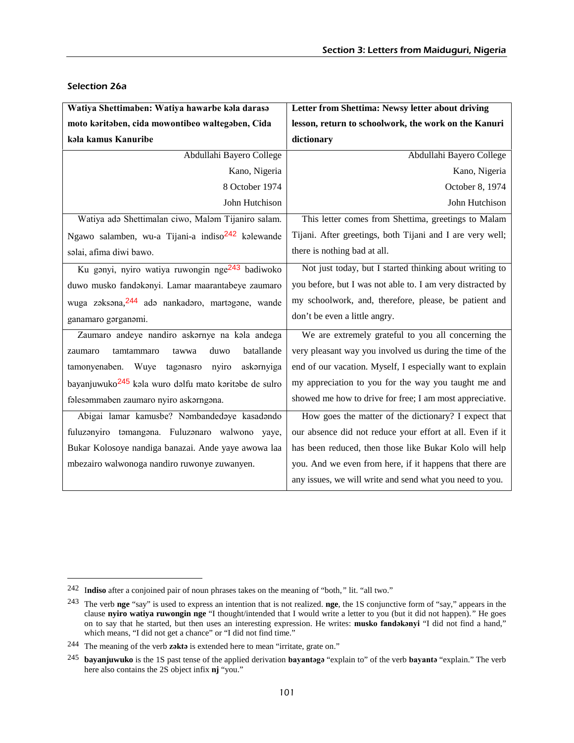### Selection 26a

| Watiya Shettimaben: Watiya hawarbe kəla darasə moto kəritəben, cida mowontibeo waltegəben, Cida kəla kamus Kanuribe | Letter from Shettima: Newsy letter about driving lesson, return to schoolwork, the work on the Kanuri dictionary |
|---|---|
| Abdullahi Bayero College<br>Kano, Nigeria<br>8 October 1974<br>John Hutchison | Abdullahi Bayero College<br>Kano, Nigeria<br>October 8, 1974<br>John Hutchison |
| Watiya adə Shettimalan ciwo, Maləm Tijaniro salam. Ngawo salamben, wu-a Tijani-a indiso[242] kəlewande səlai, afima diwi bawo. | This letter comes from Shettima, greetings to Malam Tijani. After greetings, both Tijani and I are very well; there is nothing bad at all. |
| Ku gənyi, nyiro watiya ruwongin nge[243] badiwoko duwo musko fandəkənyi. Lamar maarantabeye zaumaro wuga zəksəna,[244] adə nankadəro, martəgəne, wande ganamaro gərganəmi. | Not just today, but I started thinking about writing to you before, but I was not able to. I am very distracted by my schoolwork, and, therefore, please, be patient and don't be even a little angry. |
| Zaumaro andeye nandiro askərnye na kəla andega zaumaro tamtammaro tawwa duwo batallande tamonyenaben. Wuye tagənasro nyiro askərnyiga bayanjuwuko[245] kəla wuro dəlfu mato kəritəbe de sulro fələsəmmaben zaumaro nyiro askərngəna. | We are extremely grateful to you all concerning the very pleasant way you involved us during the time of the end of our vacation. Myself, I especially want to explain my appreciation to you for the way you taught me and showed me how to drive for free; I am most appreciative. |
| Abigai lamar kamusbe? Nəmbandedəye kasadəndo fuluzənyiro təmangəna. Fuluzənaro walwono yaye, Bukar Kolosoye nandiga banazai. Ande yaye awowa laa mbezairo walwonoga nandiro ruwonye zuwanyen. | How goes the matter of the dictionary? I expect that our absence did not reduce your effort at all. Even if it has been reduced, then those like Bukar Kolo will help you. And we even from here, if it happens that there are any issues, we will write and send what you need to you. |

---

242 **Indiso** after a conjoined pair of noun phrases takes on the meaning of "both," lit. "all two."

243 The verb **nge** "say" is used to express an intention that is not realized. **nge**, the 1S conjunctive form of "say," appears in the clause **nyiro watiya ruwongin nge** "I thought/intended that I would write a letter to you (but it did not happen)." He goes on to say that he started, but then uses an interesting expression. He writes: **musko fandəkənyi** "I did not find a hand," which means, "I did not get a chance" or "I did not find time."

244 The meaning of the verb **zəktə** is extended here to mean "irritate, grate on."

245 **bayanjuwuko** is the 1S past tense of the applied derivation **bayantəgə** "explain to" of the verb **bayantə** "explain." The verb here also contains the 2S object infix **nj** "you."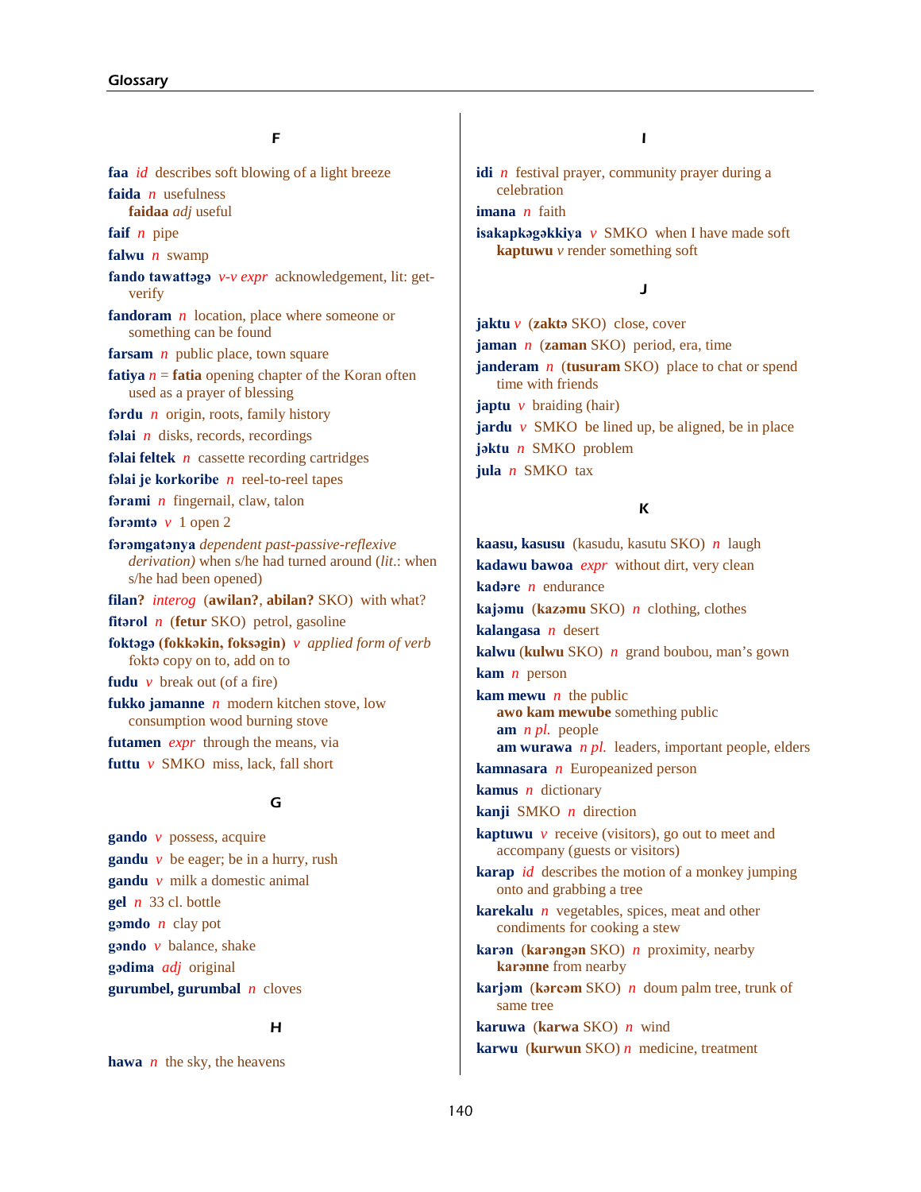### F

**faa** *id* describes soft blowing of a light breeze

**faida** *n* usefulness
  **faidaa** *adj* useful

**faif** *n* pipe

**falwu** *n* swamp

**fando tawattəgə** *v-v expr* acknowledgement, lit: get-verify

**fandoram** *n* location, place where someone or something can be found

**farsam** *n* public place, town square

**fatiya** *n* = **fatia** opening chapter of the Koran often used as a prayer of blessing

**fərdu** *n* origin, roots, family history

**fəlai** *n* disks, records, recordings

**fəlai feltek** *n* cassette recording cartridges

**fəlai je korkoribe** *n* reel-to-reel tapes

**fərami** *n* fingernail, claw, talon

**fərəmtə** *v* 1 open 2

**fərəmgatənya** *dependent past-passive-reflexive derivation)* when s/he had turned around (*lit.*: when s/he had been opened)

**filan?** *interog* (**awilan?**, **abilan?** SKO) with what?

**fitərol** *n* (**fetur** SKO) petrol, gasoline

**foktəgə (fokkəkin, foksəgin)** *v applied form of verb* foktə copy on to, add on to

**fudu** *v* break out (of a fire)

**fukko jamanne** *n* modern kitchen stove, low consumption wood burning stove

**futamen** *expr* through the means, via

**futtu** *v* SMKO miss, lack, fall short

### G

**gando** *v* possess, acquire

**gandu** *v* be eager; be in a hurry, rush

**gandu** *v* milk a domestic animal

**gel** *n* 33 cl. bottle

**gəmdo** *n* clay pot

**gəndo** *v* balance, shake

**gədima** *adj* original

**gurumbel, gurumbal** *n* cloves

### H

**hawa** *n* the sky, the heavens

### I

**idi** *n* festival prayer, community prayer during a celebration

**imana** *n* faith

**isakapkəgəkkiya** *v* SMKO when I have made soft
  **kaptuwu** *v* render something soft

### J

**jaktu** *v* (**zaktə** SKO) close, cover

**jaman** *n* (**zaman** SKO) period, era, time

**janderam** *n* (**tusuram** SKO) place to chat or spend time with friends

**japtu** *v* braiding (hair)

**jardu** *v* SMKO be lined up, be aligned, be in place

**jəktu** *n* SMKO problem

**jula** *n* SMKO tax

### K

**kaasu, kasusu** (kasudu, kasutu SKO) *n* laugh

**kadawu bawoa** *expr* without dirt, very clean

**kadəre** *n* endurance

**kajəmu** (**kazəmu** SKO) *n* clothing, clothes

**kalangasa** *n* desert

**kalwu** (**kulwu** SKO) *n* grand boubou, man's gown

**kam** *n* person

**kam mewu** *n* the public
  **awo kam mewube** something public
  **am** *n pl.* people
  **am wurawa** *n pl.* leaders, important people, elders

**kamnasara** *n* Europeanized person

**kamus** *n* dictionary

**kanji** SMKO *n* direction

**kaptuwu** *v* receive (visitors), go out to meet and accompany (guests or visitors)

**karap** *id* describes the motion of a monkey jumping onto and grabbing a tree

**karekalu** *n* vegetables, spices, meat and other condiments for cooking a stew

**karən** (**karəngən** SKO) *n* proximity, nearby
  **karənne** from nearby

**karjəm** (**kərcəm** SKO) *n* doum palm tree, trunk of same tree

**karuwa** (**karwa** SKO) *n* wind

**karwu** (**kurwun** SKO) *n* medicine, treatment